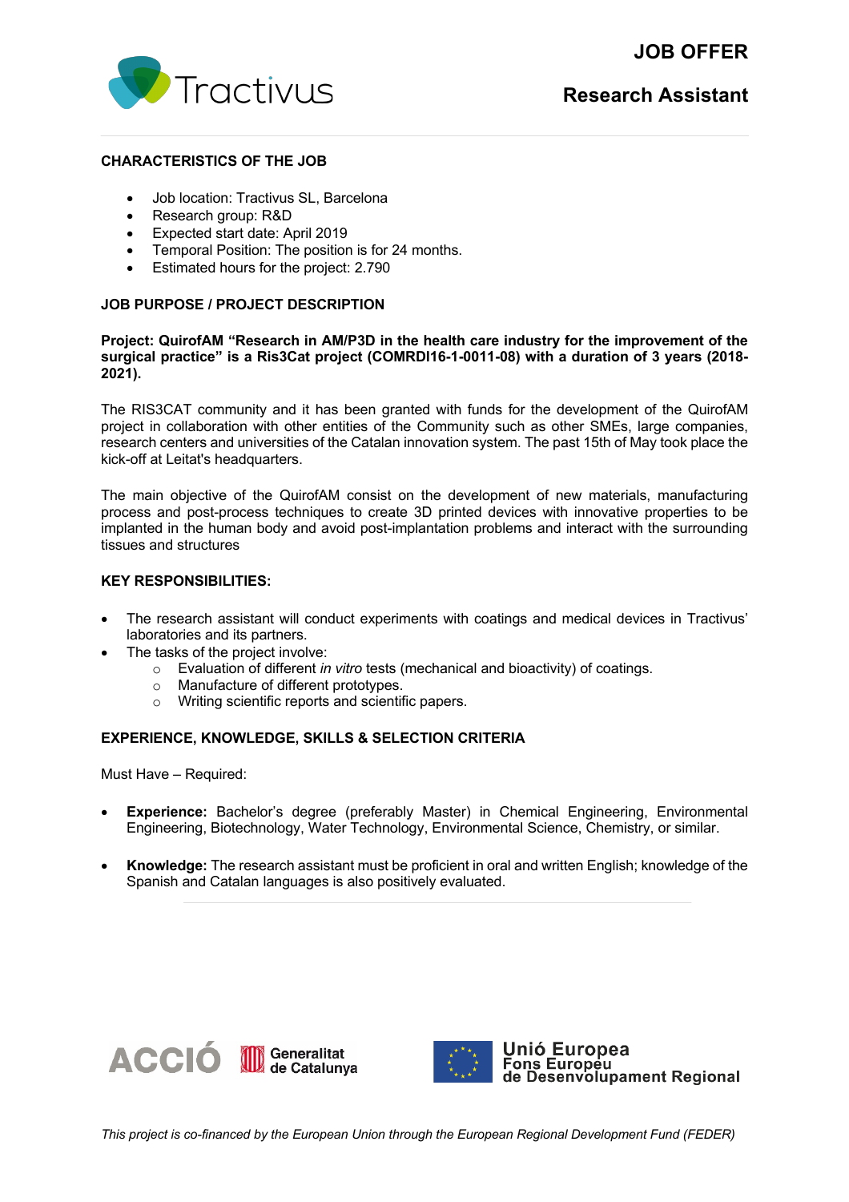# JOB OFFER

## Research Assistant

### CHARACTERISTICS OF THE JOB

- Job location: Tractivus SL, Barcelona
- Research group: R&D
- Expected start date: April 2019
- Temporal Position: The position is for 24 months.
- Estimated hours for the project: 2.790

### JOB PURPOSE / PROJECT DESCRIPTION

**Project: QuirofAM "Research in AM/P3D in the health care industry for the improvement of the surgical practice" is a Ris3Cat project (COMRDI16-1-0011-08) with a duration of 3 years (2018-2021).**

The RIS3CAT community and it has been granted with funds for the development of the QuirofAM project in collaboration with other entities of the Community such as other SMEs, large companies, research centers and universities of the Catalan innovation system. The past 15th of May took place the kick-off at Leitat's headquarters.

The main objective of the QuirofAM consist on the development of new materials, manufacturing process and post-process techniques to create 3D printed devices with innovative properties to be implanted in the human body and avoid post-implantation problems and interact with the surrounding tissues and structures

### KEY RESPONSIBILITIES:

- The research assistant will conduct experiments with coatings and medical devices in Tractivus' laboratories and its partners.
- The tasks of the project involve:
  - Evaluation of different *in vitro* tests (mechanical and bioactivity) of coatings.
  - Manufacture of different prototypes.
  - Writing scientific reports and scientific papers.

### EXPERIENCE, KNOWLEDGE, SKILLS & SELECTION CRITERIA

Must Have – Required:

- **Experience:** Bachelor's degree (preferably Master) in Chemical Engineering, Environmental Engineering, Biotechnology, Water Technology, Environmental Science, Chemistry, or similar.

- **Knowledge:** The research assistant must be proficient in oral and written English; knowledge of the Spanish and Catalan languages is also positively evaluated.

ACCIÓ Generalitat de Catalunya

Unió Europea Fons Europeu de Desenvolupament Regional

*This project is co-financed by the European Union through the European Regional Development Fund (FEDER)*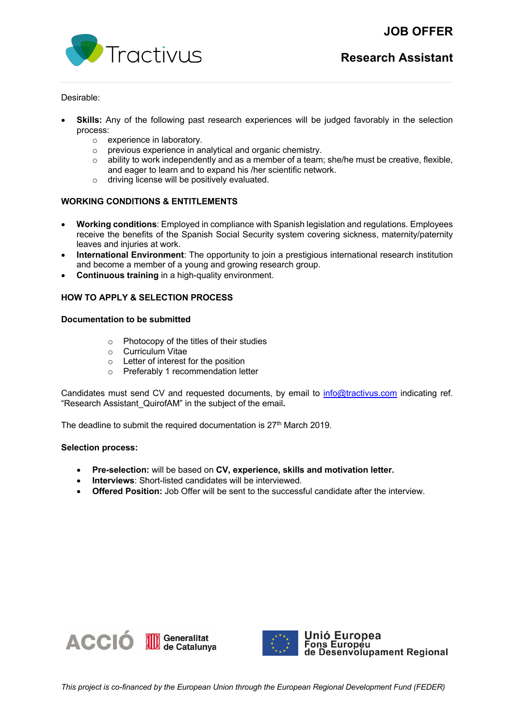Desirable:

- **Skills:** Any of the following past research experiences will be judged favorably in the selection process:
  - experience in laboratory.
  - previous experience in analytical and organic chemistry.
  - ability to work independently and as a member of a team; she/he must be creative, flexible, and eager to learn and to expand his /her scientific network.
  - driving license will be positively evaluated.

**WORKING CONDITIONS & ENTITLEMENTS**

- **Working conditions**: Employed in compliance with Spanish legislation and regulations. Employees receive the benefits of the Spanish Social Security system covering sickness, maternity/paternity leaves and injuries at work.
- **International Environment**: The opportunity to join a prestigious international research institution and become a member of a young and growing research group.
- **Continuous training** in a high-quality environment.

**HOW TO APPLY & SELECTION PROCESS**

**Documentation to be submitted**

- Photocopy of the titles of their studies
- Curriculum Vitae
- Letter of interest for the position
- Preferably 1 recommendation letter

Candidates must send CV and requested documents, by email to info@tractivus.com indicating ref. "Research Assistant_QuirofAM" in the subject of the email**.**

The deadline to submit the required documentation is 27th March 2019.

**Selection process:**

- **Pre-selection:** will be based on **CV, experience, skills and motivation letter.**
- **Interviews**: Short-listed candidates will be interviewed.
- **Offered Position:** Job Offer will be sent to the successful candidate after the interview.

ACCIÓ Generalitat de Catalunya

Unió Europea
Fons Europeu de Desenvolupament Regional

*This project is co-financed by the European Union through the European Regional Development Fund (FEDER)*